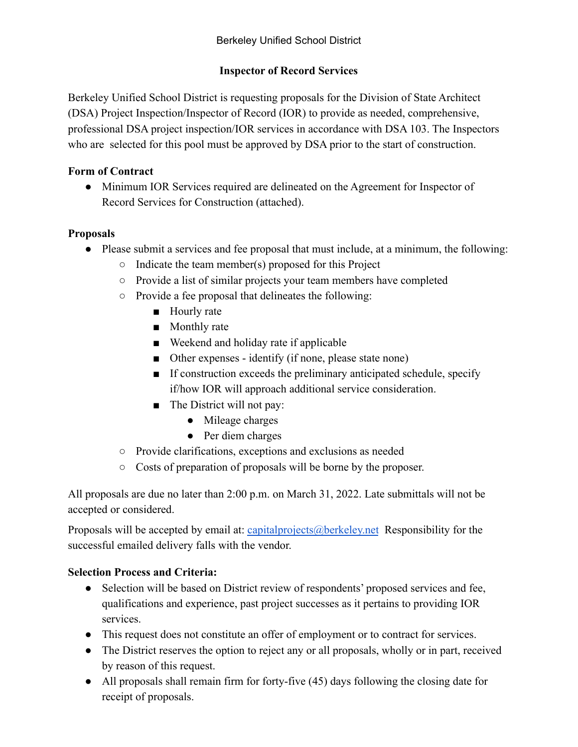Berkeley Unified School District

## Inspector of Record Services

Berkeley Unified School District is requesting proposals for the Division of State Architect (DSA) Project Inspection/Inspector of Record (IOR) to provide as needed, comprehensive, professional DSA project inspection/IOR services in accordance with DSA 103. The Inspectors who are selected for this pool must be approved by DSA prior to the start of construction.

### Form of Contract

- Minimum IOR Services required are delineated on the Agreement for Inspector of Record Services for Construction (attached).

### Proposals

- Please submit a services and fee proposal that must include, at a minimum, the following:
  - Indicate the team member(s) proposed for this Project
  - Provide a list of similar projects your team members have completed
  - Provide a fee proposal that delineates the following:
    - Hourly rate
    - Monthly rate
    - Weekend and holiday rate if applicable
    - Other expenses - identify (if none, please state none)
    - If construction exceeds the preliminary anticipated schedule, specify if/how IOR will approach additional service consideration.
    - The District will not pay:
      - Mileage charges
      - Per diem charges
  - Provide clarifications, exceptions and exclusions as needed
  - Costs of preparation of proposals will be borne by the proposer.

All proposals are due no later than 2:00 p.m. on March 31, 2022. Late submittals will not be accepted or considered.

Proposals will be accepted by email at: capitalprojects@berkeley.net Responsibility for the successful emailed delivery falls with the vendor.

### Selection Process and Criteria:

- Selection will be based on District review of respondents' proposed services and fee, qualifications and experience, past project successes as it pertains to providing IOR services.
- This request does not constitute an offer of employment or to contract for services.
- The District reserves the option to reject any or all proposals, wholly or in part, received by reason of this request.
- All proposals shall remain firm for forty-five (45) days following the closing date for receipt of proposals.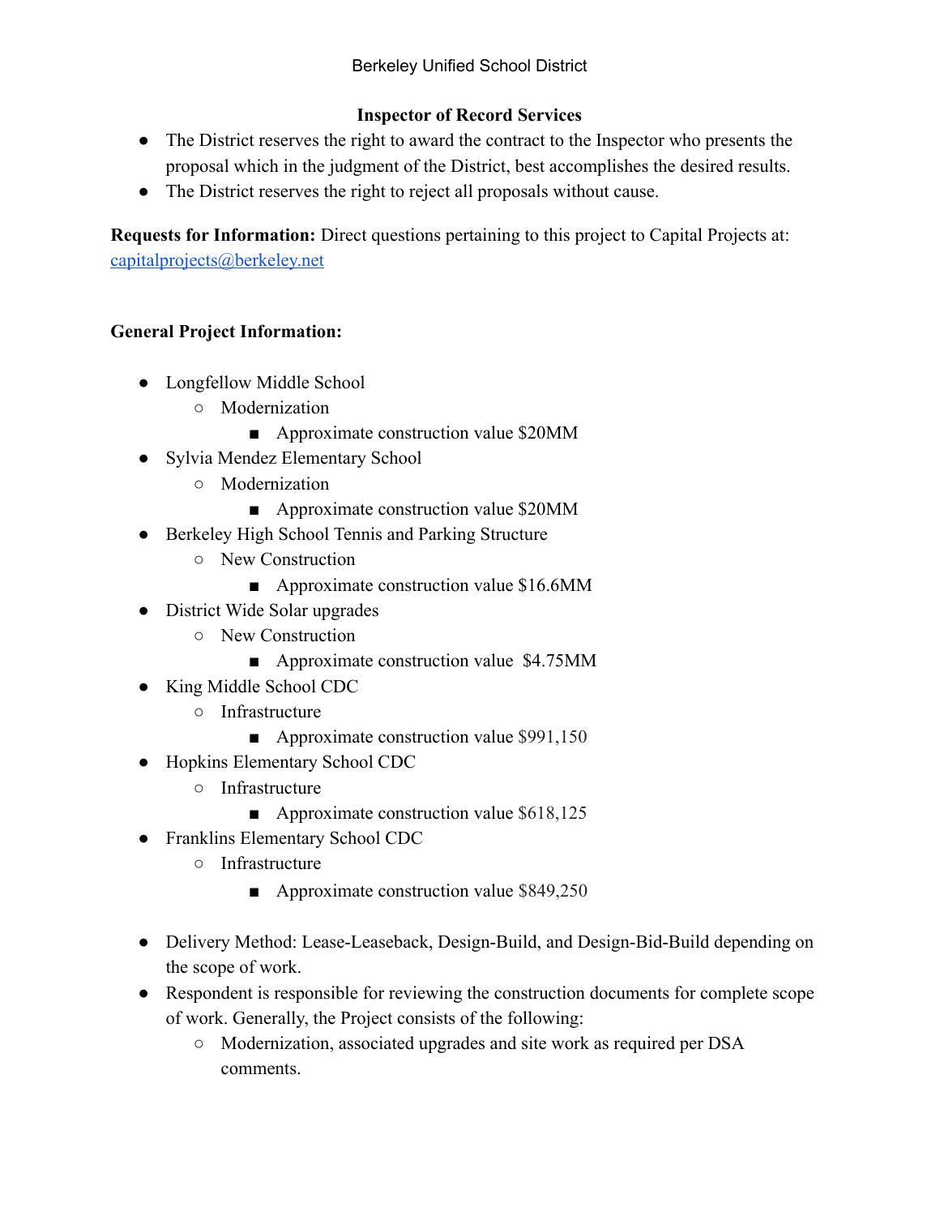## Inspector of Record Services

- The District reserves the right to award the contract to the Inspector who presents the proposal which in the judgment of the District, best accomplishes the desired results.
- The District reserves the right to reject all proposals without cause.

**Requests for Information:** Direct questions pertaining to this project to Capital Projects at: [capitalprojects@berkeley.net](mailto:capitalprojects@berkeley.net)

**General Project Information:**

- Longfellow Middle School
  - Modernization
    - Approximate construction value $20MM
- Sylvia Mendez Elementary School
  - Modernization
    - Approximate construction value $20MM
- Berkeley High School Tennis and Parking Structure
  - New Construction
    - Approximate construction value $16.6MM
- District Wide Solar upgrades
  - New Construction
    - Approximate construction value $4.75MM
- King Middle School CDC
  - Infrastructure
    - Approximate construction value $991,150
- Hopkins Elementary School CDC
  - Infrastructure
    - Approximate construction value $618,125
- Franklins Elementary School CDC
  - Infrastructure
    - Approximate construction value $849,250

- Delivery Method: Lease-Leaseback, Design-Build, and Design-Bid-Build depending on the scope of work.
- Respondent is responsible for reviewing the construction documents for complete scope of work. Generally, the Project consists of the following:
  - Modernization, associated upgrades and site work as required per DSA comments.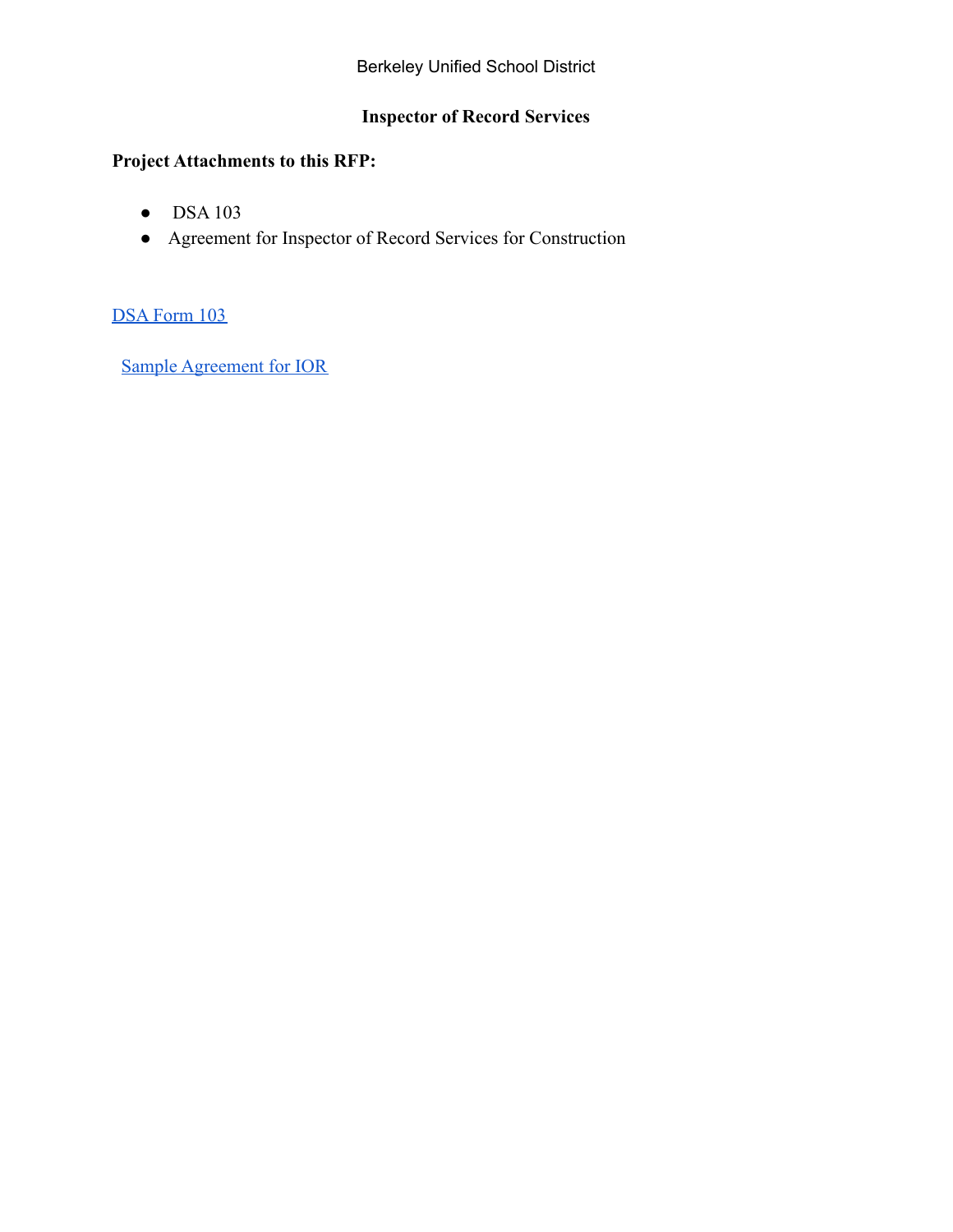Berkeley Unified School District

**Inspector of Record Services**

**Project Attachments to this RFP:**

- DSA 103
- Agreement for Inspector of Record Services for Construction

DSA Form 103

Sample Agreement for IOR